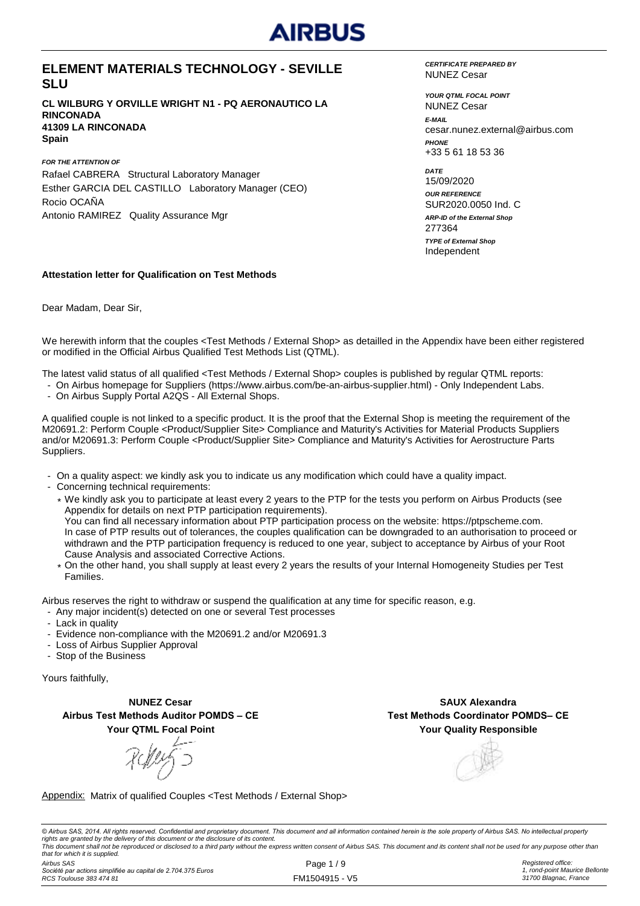# ELEMENT MATERIALS TECHNOLOGY - SEVILLE SLU

**CL WILBURG Y ORVILLE WRIGHT N1 - PQ AERONAUTICO LA RINCONADA**
**41309 LA RINCONADA**
**Spain**

***FOR THE ATTENTION OF***
Rafael CABRERA   Structural Laboratory Manager
Esther GARCIA DEL CASTILLO   Laboratory Manager (CEO)
Rocio OCAÑA
Antonio RAMIREZ   Quality Assurance Mgr

***CERTIFICATE PREPARED BY***
NUNEZ Cesar

***YOUR QTML FOCAL POINT***
NUNEZ Cesar

***E-MAIL***
cesar.nunez.external@airbus.com

***PHONE***
+33 5 61 18 53 36

***DATE***
15/09/2020

***OUR REFERENCE***
SUR2020.0050 Ind. C

***ARP-ID of the External Shop***
277364

***TYPE of External Shop***
Independent

**Attestation letter for Qualification on Test Methods**

Dear Madam, Dear Sir,

We herewith inform that the couples <Test Methods / External Shop> as detailled in the Appendix have been either registered or modified in the Official Airbus Qualified Test Methods List (QTML).

The latest valid status of all qualified <Test Methods / External Shop> couples is published by regular QTML reports:

- On Airbus homepage for Suppliers (https://www.airbus.com/be-an-airbus-supplier.html) - Only Independent Labs.
- On Airbus Supply Portal A2QS - All External Shops.

A qualified couple is not linked to a specific product. It is the proof that the External Shop is meeting the requirement of the M20691.2: Perform Couple <Product/Supplier Site> Compliance and Maturity's Activities for Material Products Suppliers and/or M20691.3: Perform Couple <Product/Supplier Site> Compliance and Maturity's Activities for Aerostructure Parts Suppliers.

- On a quality aspect: we kindly ask you to indicate us any modification which could have a quality impact.
- Concerning technical requirements:
  - We kindly ask you to participate at least every 2 years to the PTP for the tests you perform on Airbus Products (see Appendix for details on next PTP participation requirements).
    You can find all necessary information about PTP participation process on the website: https://ptpscheme.com.
    In case of PTP results out of tolerances, the couples qualification can be downgraded to an authorisation to proceed or withdrawn and the PTP participation frequency is reduced to one year, subject to acceptance by Airbus of your Root Cause Analysis and associated Corrective Actions.
  - On the other hand, you shall supply at least every 2 years the results of your Internal Homogeneity Studies per Test Families.

Airbus reserves the right to withdraw or suspend the qualification at any time for specific reason, e.g.

- Any major incident(s) detected on one or several Test processes
- Lack in quality
- Evidence non-compliance with the M20691.2 and/or M20691.3
- Loss of Airbus Supplier Approval
- Stop of the Business

Yours faithfully,

**NUNEZ Cesar**
**Airbus Test Methods Auditor POMDS – CE**
**Your QTML Focal Point**

**SAUX Alexandra**
**Test Methods Coordinator POMDS– CE**
**Your Quality Responsible**

Appendix: Matrix of qualified Couples <Test Methods / External Shop>

*© Airbus SAS, 2014. All rights reserved. Confidential and proprietary document. This document and all information contained herein is the sole property of Airbus SAS. No intellectual property rights are granted by the delivery of this document or the disclosure of its content.*
*This document shall not be reproduced or disclosed to a third party without the express written consent of Airbus SAS. This document and its content shall not be used for any purpose other than that for which it is supplied.*

*Airbus SAS*
*Société par actions simplifiée au capital de 2.704.375 Euros*
*RCS Toulouse 383 474 81*

FM1504915 - V5

*Registered office:*
*1, rond-point Maurice Bellonte*
*31700 Blagnac, France*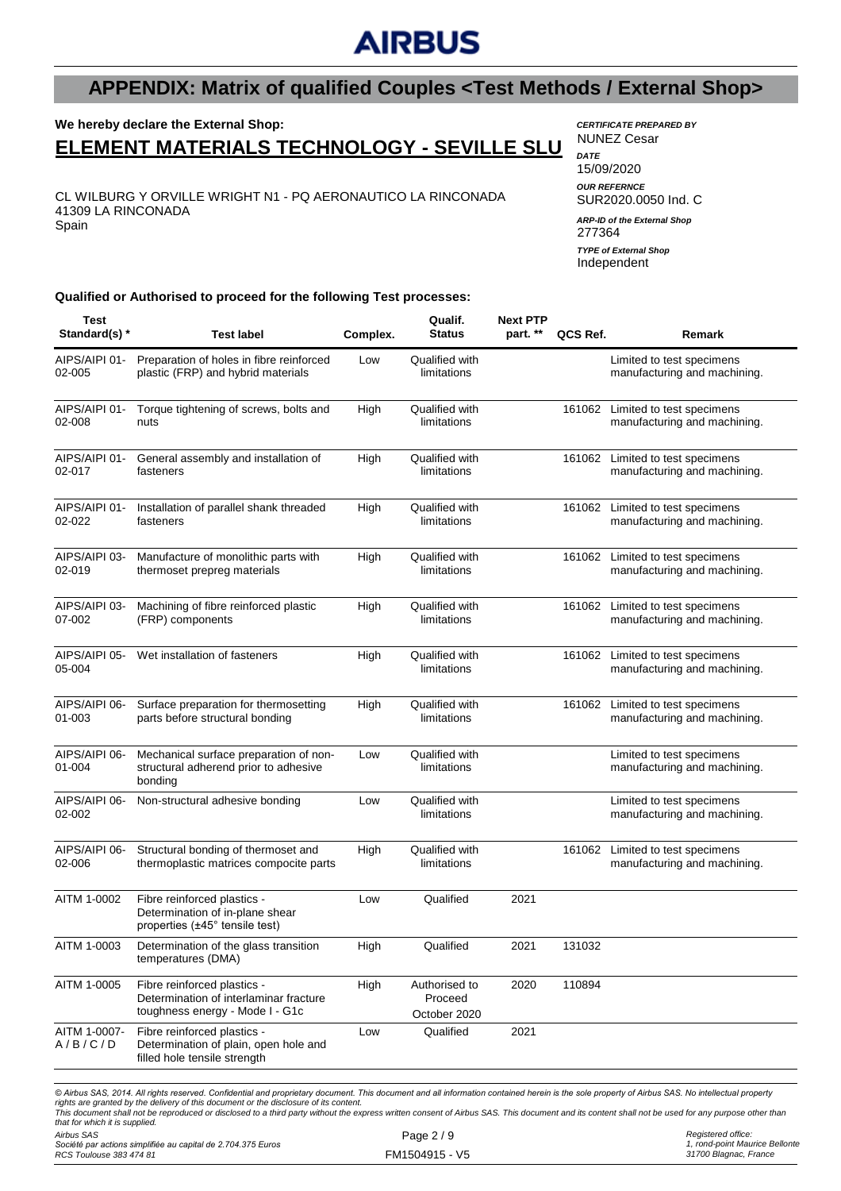AIRBUS

## APPENDIX: Matrix of qualified Couples <Test Methods / External Shop>

**We hereby declare the External Shop:**

# ELEMENT MATERIALS TECHNOLOGY - SEVILLE SLU

CL WILBURG Y ORVILLE WRIGHT N1 - PQ AERONAUTICO LA RINCONADA
41309 LA RINCONADA
Spain

***CERTIFICATE PREPARED BY***
NUNEZ Cesar

***DATE***
15/09/2020

***OUR REFERNCE***
SUR2020.0050 Ind. C

***ARP-ID of the External Shop***
277364

***TYPE of External Shop***
Independent

**Qualified or Authorised to proceed for the following Test processes:**

| Test Standard(s) * | Test label | Complex. | Qualif. Status | Next PTP part. ** | QCS Ref. | Remark |
|---|---|---|---|---|---|---|
| AIPS/AIPI 01-02-005 | Preparation of holes in fibre reinforced plastic (FRP) and hybrid materials | Low | Qualified with limitations | | | Limited to test specimens manufacturing and machining. |
| AIPS/AIPI 01-02-008 | Torque tightening of screws, bolts and nuts | High | Qualified with limitations | | 161062 | Limited to test specimens manufacturing and machining. |
| AIPS/AIPI 01-02-017 | General assembly and installation of fasteners | High | Qualified with limitations | | 161062 | Limited to test specimens manufacturing and machining. |
| AIPS/AIPI 01-02-022 | Installation of parallel shank threaded fasteners | High | Qualified with limitations | | 161062 | Limited to test specimens manufacturing and machining. |
| AIPS/AIPI 03-02-019 | Manufacture of monolithic parts with thermoset prepreg materials | High | Qualified with limitations | | 161062 | Limited to test specimens manufacturing and machining. |
| AIPS/AIPI 03-07-002 | Machining of fibre reinforced plastic (FRP) components | High | Qualified with limitations | | 161062 | Limited to test specimens manufacturing and machining. |
| AIPS/AIPI 05-05-004 | Wet installation of fasteners | High | Qualified with limitations | | 161062 | Limited to test specimens manufacturing and machining. |
| AIPS/AIPI 06-01-003 | Surface preparation for thermosetting parts before structural bonding | High | Qualified with limitations | | 161062 | Limited to test specimens manufacturing and machining. |
| AIPS/AIPI 06-01-004 | Mechanical surface preparation of non-structural adherend prior to adhesive bonding | Low | Qualified with limitations | | | Limited to test specimens manufacturing and machining. |
| AIPS/AIPI 06-02-002 | Non-structural adhesive bonding | Low | Qualified with limitations | | | Limited to test specimens manufacturing and machining. |
| AIPS/AIPI 06-02-006 | Structural bonding of thermoset and thermoplastic matrices compocite parts | High | Qualified with limitations | | 161062 | Limited to test specimens manufacturing and machining. |
| AITM 1-0002 | Fibre reinforced plastics - Determination of in-plane shear properties (±45° tensile test) | Low | Qualified | 2021 | | |
| AITM 1-0003 | Determination of the glass transition temperatures (DMA) | High | Qualified | 2021 | 131032 | |
| AITM 1-0005 | Fibre reinforced plastics - Determination of interlaminar fracture toughness energy - Mode I - G1c | High | Authorised to Proceed October 2020 | 2020 | 110894 | |
| AITM 1-0007-A / B / C / D | Fibre reinforced plastics - Determination of plain, open hole and filled hole tensile strength | Low | Qualified | 2021 | | |

*© Airbus SAS, 2014. All rights reserved. Confidential and proprietary document. This document and all information contained herein is the sole property of Airbus SAS. No intellectual property rights are granted by the delivery of this document or the disclosure of its content.*
*This document shall not be reproduced or disclosed to a third party without the express written consent of Airbus SAS. This document and its content shall not be used for any purpose other than that for which it is supplied.*

*Airbus SAS*
*Société par actions simplifiée au capital de 2.704.375 Euros*
*RCS Toulouse 383 474 81*

FM1504915 - V5

*Registered office:*
*1, rond-point Maurice Bellonte*
*31700 Blagnac, France*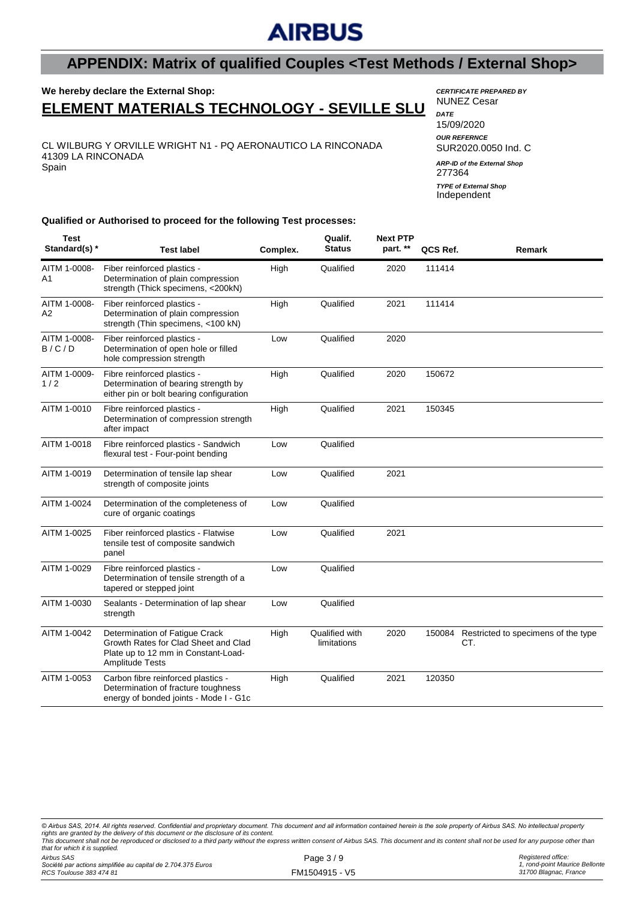# APPENDIX: Matrix of qualified Couples <Test Methods / External Shop>

**We hereby declare the External Shop:**

## ELEMENT MATERIALS TECHNOLOGY - SEVILLE SLU

CL WILBURG Y ORVILLE WRIGHT N1 - PQ AERONAUTICO LA RINCONADA
41309 LA RINCONADA
Spain

***CERTIFICATE PREPARED BY***
NUNEZ Cesar

***DATE***
15/09/2020

***OUR REFERNCE***
SUR2020.0050 Ind. C

***ARP-ID of the External Shop***
277364

***TYPE of External Shop***
Independent

**Qualified or Authorised to proceed for the following Test processes:**

| Test Standard(s) * | Test label | Complex. | Qualif. Status | Next PTP part. ** | QCS Ref. | Remark |
|---|---|---|---|---|---|---|
| AITM 1-0008-A1 | Fiber reinforced plastics - Determination of plain compression strength (Thick specimens, <200kN) | High | Qualified | 2020 | 111414 | |
| AITM 1-0008-A2 | Fiber reinforced plastics - Determination of plain compression strength (Thin specimens, <100 kN) | High | Qualified | 2021 | 111414 | |
| AITM 1-0008-B / C / D | Fiber reinforced plastics - Determination of open hole or filled hole compression strength | Low | Qualified | 2020 | | |
| AITM 1-0009-1 / 2 | Fibre reinforced plastics - Determination of bearing strength by either pin or bolt bearing configuration | High | Qualified | 2020 | 150672 | |
| AITM 1-0010 | Fibre reinforced plastics - Determination of compression strength after impact | High | Qualified | 2021 | 150345 | |
| AITM 1-0018 | Fibre reinforced plastics - Sandwich flexural test - Four-point bending | Low | Qualified | | | |
| AITM 1-0019 | Determination of tensile lap shear strength of composite joints | Low | Qualified | 2021 | | |
| AITM 1-0024 | Determination of the completeness of cure of organic coatings | Low | Qualified | | | |
| AITM 1-0025 | Fiber reinforced plastics - Flatwise tensile test of composite sandwich panel | Low | Qualified | 2021 | | |
| AITM 1-0029 | Fibre reinforced plastics - Determination of tensile strength of a tapered or stepped joint | Low | Qualified | | | |
| AITM 1-0030 | Sealants - Determination of lap shear strength | Low | Qualified | | | |
| AITM 1-0042 | Determination of Fatigue Crack Growth Rates for Clad Sheet and Clad Plate up to 12 mm in Constant-Load-Amplitude Tests | High | Qualified with limitations | 2020 | 150084 | Restricted to specimens of the type CT. |
| AITM 1-0053 | Carbon fibre reinforced plastics - Determination of fracture toughness energy of bonded joints - Mode I - G1c | High | Qualified | 2021 | 120350 | |

*© Airbus SAS, 2014. All rights reserved. Confidential and proprietary document. This document and all information contained herein is the sole property of Airbus SAS. No intellectual property rights are granted by the delivery of this document or the disclosure of its content.*
*This document shall not be reproduced or disclosed to a third party without the express written consent of Airbus SAS. This document and its content shall not be used for any purpose other than that for which it is supplied.*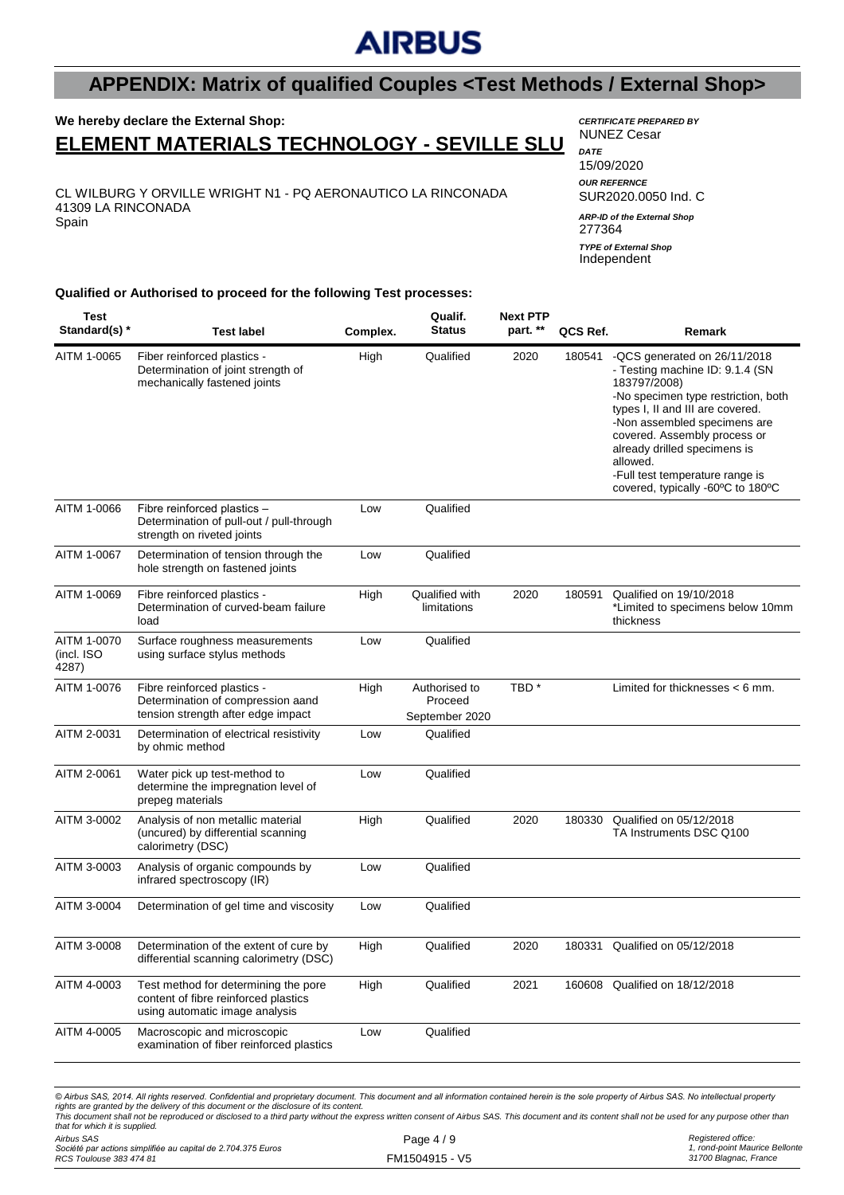# APPENDIX: Matrix of qualified Couples <Test Methods / External Shop>

**We hereby declare the External Shop:**

## ELEMENT MATERIALS TECHNOLOGY - SEVILLE SLU

CL WILBURG Y ORVILLE WRIGHT N1 - PQ AERONAUTICO LA RINCONADA
41309 LA RINCONADA
Spain

***CERTIFICATE PREPARED BY***
NUNEZ Cesar

***DATE***
15/09/2020

***OUR REFERNCE***
SUR2020.0050 Ind. C

***ARP-ID of the External Shop***
277364

***TYPE of External Shop***
Independent

**Qualified or Authorised to proceed for the following Test processes:**

| Test Standard(s) * | Test label | Complex. | Qualif. Status | Next PTP part. ** | QCS Ref. | Remark |
|---|---|---|---|---|---|---|
| AITM 1-0065 | Fiber reinforced plastics - Determination of joint strength of mechanically fastened joints | High | Qualified | 2020 | 180541 | -QCS generated on 26/11/2018 - Testing machine ID: 9.1.4 (SN 183797/2008) -No specimen type restriction, both types I, II and III are covered. -Non assembled specimens are covered. Assembly process or already drilled specimens is allowed. -Full test temperature range is covered, typically -60ºC to 180ºC |
| AITM 1-0066 | Fibre reinforced plastics – Determination of pull-out / pull-through strength on riveted joints | Low | Qualified | | | |
| AITM 1-0067 | Determination of tension through the hole strength on fastened joints | Low | Qualified | | | |
| AITM 1-0069 | Fibre reinforced plastics - Determination of curved-beam failure load | High | Qualified with limitations | 2020 | 180591 | Qualified on 19/10/2018 *Limited to specimens below 10mm thickness |
| AITM 1-0070 (incl. ISO 4287) | Surface roughness measurements using surface stylus methods | Low | Qualified | | | |
| AITM 1-0076 | Fibre reinforced plastics - Determination of compression aand tension strength after edge impact | High | Authorised to Proceed September 2020 | TBD * | | Limited for thicknesses < 6 mm. |
| AITM 2-0031 | Determination of electrical resistivity by ohmic method | Low | Qualified | | | |
| AITM 2-0061 | Water pick up test-method to determine the impregnation level of prepeg materials | Low | Qualified | | | |
| AITM 3-0002 | Analysis of non metallic material (uncured) by differential scanning calorimetry (DSC) | High | Qualified | 2020 | 180330 | Qualified on 05/12/2018 TA Instruments DSC Q100 |
| AITM 3-0003 | Analysis of organic compounds by infrared spectroscopy (IR) | Low | Qualified | | | |
| AITM 3-0004 | Determination of gel time and viscosity | Low | Qualified | | | |
| AITM 3-0008 | Determination of the extent of cure by differential scanning calorimetry (DSC) | High | Qualified | 2020 | 180331 | Qualified on 05/12/2018 |
| AITM 4-0003 | Test method for determining the pore content of fibre reinforced plastics using automatic image analysis | High | Qualified | 2021 | 160608 | Qualified on 18/12/2018 |
| AITM 4-0005 | Macroscopic and microscopic examination of fiber reinforced plastics | Low | Qualified | | | |

*© Airbus SAS, 2014. All rights reserved. Confidential and proprietary document. This document and all information contained herein is the sole property of Airbus SAS. No intellectual property rights are granted by the delivery of this document or the disclosure of its content.*
*This document shall not be reproduced or disclosed to a third party without the express written consent of Airbus SAS. This document and its content shall not be used for any purpose other than that for which it is supplied.*

*Airbus SAS*
*Société par actions simplifiée au capital de 2.704.375 Euros*
*RCS Toulouse 383 474 81*

FM1504915 - V5

*Registered office:*
*1, rond-point Maurice Bellonte*
*31700 Blagnac, France*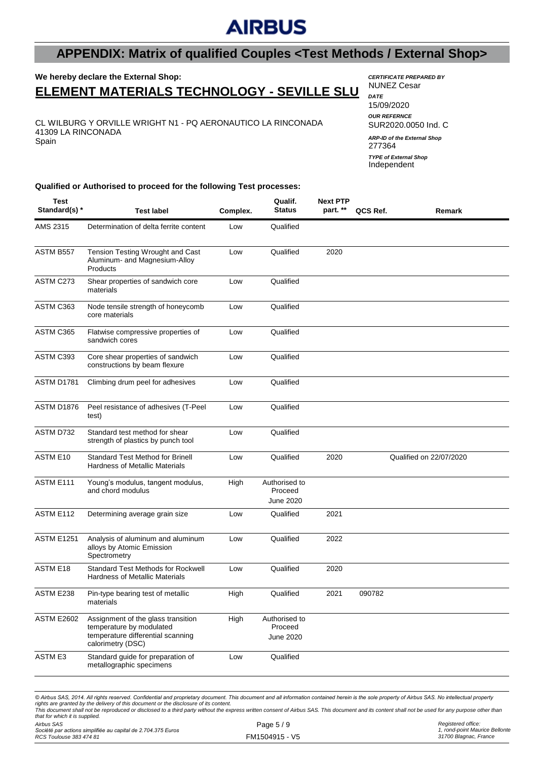# AIRBUS

## APPENDIX: Matrix of qualified Couples <Test Methods / External Shop>

**We hereby declare the External Shop:**

## ELEMENT MATERIALS TECHNOLOGY - SEVILLE SLU

CL WILBURG Y ORVILLE WRIGHT N1 - PQ AERONAUTICO LA RINCONADA
41309 LA RINCONADA
Spain

***CERTIFICATE PREPARED BY***
NUNEZ Cesar

***DATE***
15/09/2020

***OUR REFERNCE***
SUR2020.0050 Ind. C

***ARP-ID of the External Shop***
277364

***TYPE of External Shop***
Independent

**Qualified or Authorised to proceed for the following Test processes:**

| Test Standard(s) * | Test label | Complex. | Qualif. Status | Next PTP part. ** | QCS Ref. | Remark |
|---|---|---|---|---|---|---|
| AMS 2315 | Determination of delta ferrite content | Low | Qualified | | | |
| ASTM B557 | Tension Testing Wrought and Cast Aluminum- and Magnesium-Alloy Products | Low | Qualified | 2020 | | |
| ASTM C273 | Shear properties of sandwich core materials | Low | Qualified | | | |
| ASTM C363 | Node tensile strength of honeycomb core materials | Low | Qualified | | | |
| ASTM C365 | Flatwise compressive properties of sandwich cores | Low | Qualified | | | |
| ASTM C393 | Core shear properties of sandwich constructions by beam flexure | Low | Qualified | | | |
| ASTM D1781 | Climbing drum peel for adhesives | Low | Qualified | | | |
| ASTM D1876 | Peel resistance of adhesives (T-Peel test) | Low | Qualified | | | |
| ASTM D732 | Standard test method for shear strength of plastics by punch tool | Low | Qualified | | | |
| ASTM E10 | Standard Test Method for Brinell Hardness of Metallic Materials | Low | Qualified | 2020 | | Qualified on 22/07/2020 |
| ASTM E111 | Young's modulus, tangent modulus, and chord modulus | High | Authorised to Proceed June 2020 | | | |
| ASTM E112 | Determining average grain size | Low | Qualified | 2021 | | |
| ASTM E1251 | Analysis of aluminum and aluminum alloys by Atomic Emission Spectrometry | Low | Qualified | 2022 | | |
| ASTM E18 | Standard Test Methods for Rockwell Hardness of Metallic Materials | Low | Qualified | 2020 | | |
| ASTM E238 | Pin-type bearing test of metallic materials | High | Qualified | 2021 | 090782 | |
| ASTM E2602 | Assignment of the glass transition temperature by modulated temperature differential scanning calorimetry (DSC) | High | Authorised to Proceed June 2020 | | | |
| ASTM E3 | Standard guide for preparation of metallographic specimens | Low | Qualified | | | |

*© Airbus SAS, 2014. All rights reserved. Confidential and proprietary document. This document and all information contained herein is the sole property of Airbus SAS. No intellectual property rights are granted by the delivery of this document or the disclosure of its content.
This document shall not be reproduced or disclosed to a third party without the express written consent of Airbus SAS. This document and its content shall not be used for any purpose other than that for which it is supplied.*

*Airbus SAS
Société par actions simplifiée au capital de 2.704.375 Euros
RCS Toulouse 383 474 81*

FM1504915 - V5

*Registered office:
1, rond-point Maurice Bellonte
31700 Blagnac, France*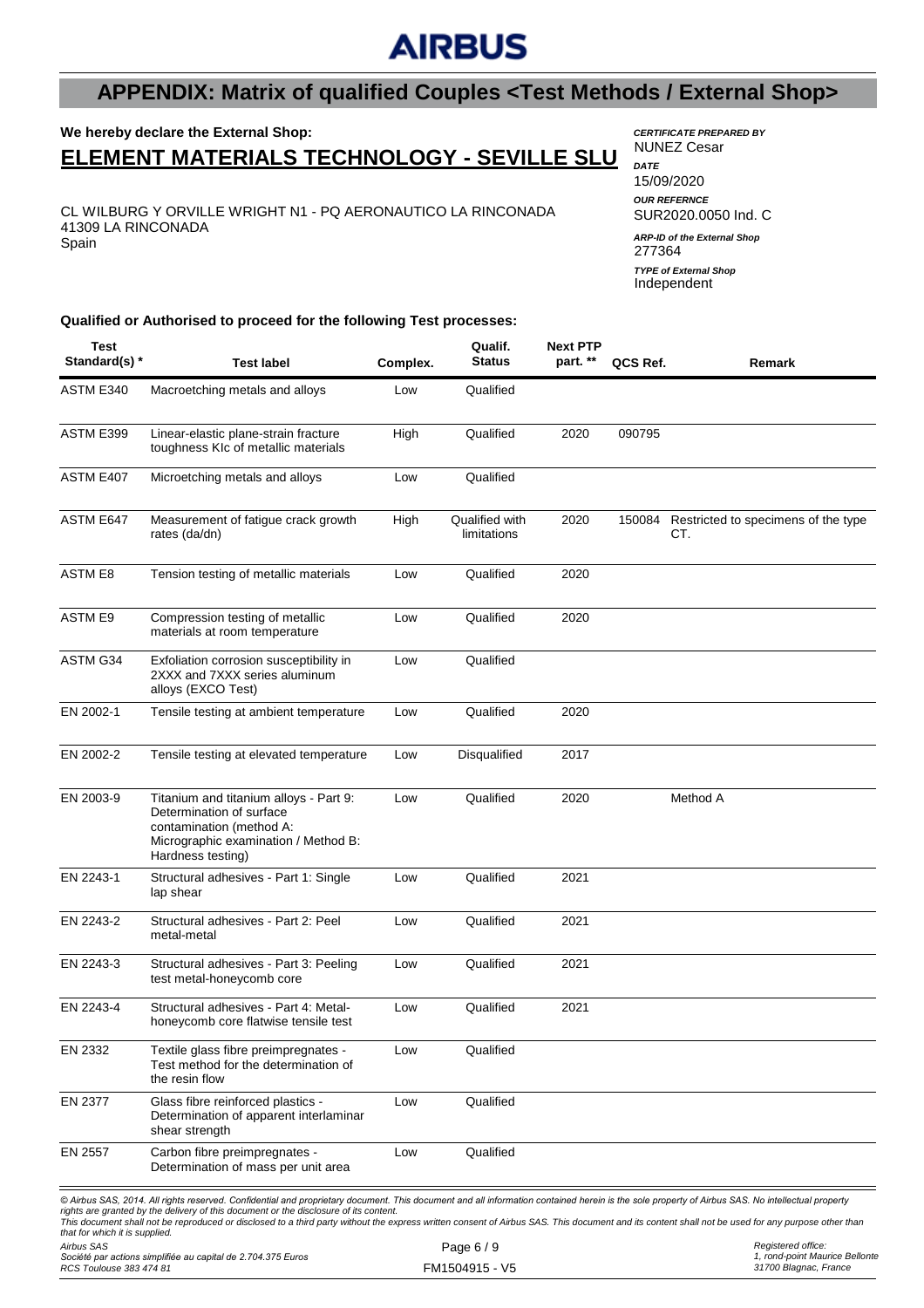# APPENDIX: Matrix of qualified Couples <Test Methods / External Shop>

**We hereby declare the External Shop:**

## ELEMENT MATERIALS TECHNOLOGY - SEVILLE SLU

CL WILBURG Y ORVILLE WRIGHT N1 - PQ AERONAUTICO LA RINCONADA
41309 LA RINCONADA
Spain

***CERTIFICATE PREPARED BY***
NUNEZ Cesar

***DATE***
15/09/2020

***OUR REFERNCE***
SUR2020.0050 Ind. C

***ARP-ID of the External Shop***
277364

***TYPE of External Shop***
Independent

**Qualified or Authorised to proceed for the following Test processes:**

| Test Standard(s) * | Test label | Complex. | Qualif. Status | Next PTP part. ** | QCS Ref. | Remark |
|---|---|---|---|---|---|---|
| ASTM E340 | Macroetching metals and alloys | Low | Qualified | | | |
| ASTM E399 | Linear-elastic plane-strain fracture toughness KIc of metallic materials | High | Qualified | 2020 | 090795 | |
| ASTM E407 | Microetching metals and alloys | Low | Qualified | | | |
| ASTM E647 | Measurement of fatigue crack growth rates (da/dn) | High | Qualified with limitations | 2020 | 150084 | Restricted to specimens of the type CT. |
| ASTM E8 | Tension testing of metallic materials | Low | Qualified | 2020 | | |
| ASTM E9 | Compression testing of metallic materials at room temperature | Low | Qualified | 2020 | | |
| ASTM G34 | Exfoliation corrosion susceptibility in 2XXX and 7XXX series aluminum alloys (EXCO Test) | Low | Qualified | | | |
| EN 2002-1 | Tensile testing at ambient temperature | Low | Qualified | 2020 | | |
| EN 2002-2 | Tensile testing at elevated temperature | Low | Disqualified | 2017 | | |
| EN 2003-9 | Titanium and titanium alloys - Part 9: Determination of surface contamination (method A: Micrographic examination / Method B: Hardness testing) | Low | Qualified | 2020 | | Method A |
| EN 2243-1 | Structural adhesives - Part 1: Single lap shear | Low | Qualified | 2021 | | |
| EN 2243-2 | Structural adhesives - Part 2: Peel metal-metal | Low | Qualified | 2021 | | |
| EN 2243-3 | Structural adhesives - Part 3: Peeling test metal-honeycomb core | Low | Qualified | 2021 | | |
| EN 2243-4 | Structural adhesives - Part 4: Metal-honeycomb core flatwise tensile test | Low | Qualified | 2021 | | |
| EN 2332 | Textile glass fibre preimpregnates - Test method for the determination of the resin flow | Low | Qualified | | | |
| EN 2377 | Glass fibre reinforced plastics - Determination of apparent interlaminar shear strength | Low | Qualified | | | |
| EN 2557 | Carbon fibre preimpregnates - Determination of mass per unit area | Low | Qualified | | | |

*© Airbus SAS, 2014. All rights reserved. Confidential and proprietary document. This document and all information contained herein is the sole property of Airbus SAS. No intellectual property rights are granted by the delivery of this document or the disclosure of its content.*
*This document shall not be reproduced or disclosed to a third party without the express written consent of Airbus SAS. This document and its content shall not be used for any purpose other than that for which it is supplied.*

*Airbus SAS*
*Société par actions simplifiée au capital de 2.704.375 Euros*
*RCS Toulouse 383 474 81*

FM1504915 - V5

*Registered office:*
*1, rond-point Maurice Bellonte*
*31700 Blagnac, France*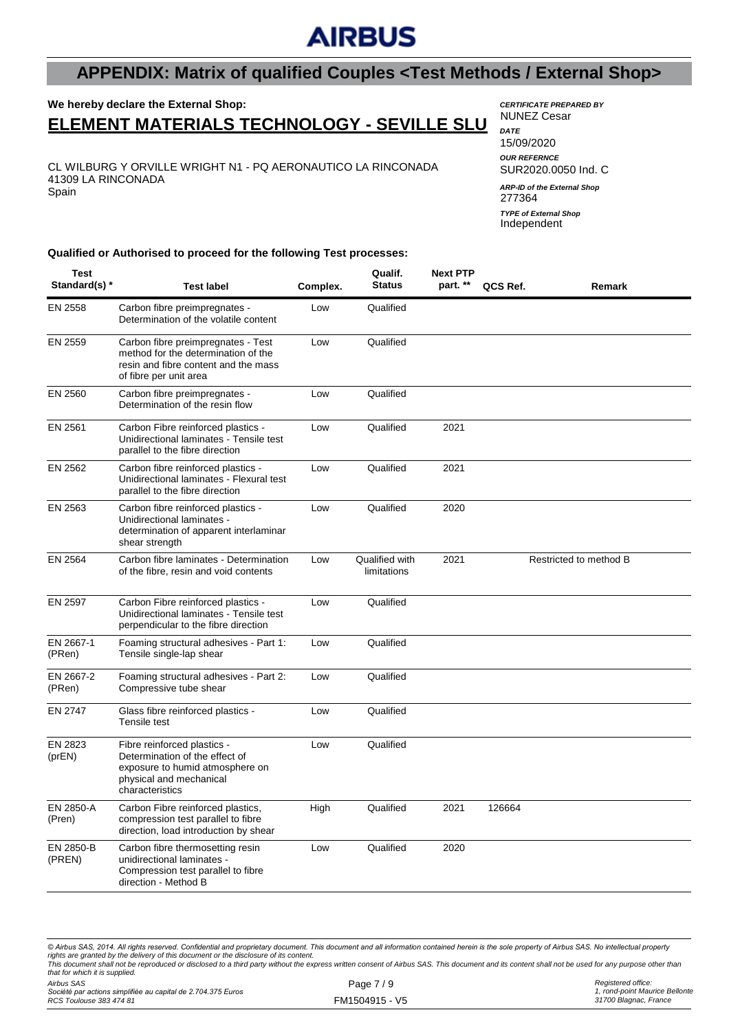# APPENDIX: Matrix of qualified Couples <Test Methods / External Shop>

**We hereby declare the External Shop:**

## ELEMENT MATERIALS TECHNOLOGY - SEVILLE SLU

CL WILBURG Y ORVILLE WRIGHT N1 - PQ AERONAUTICO LA RINCONADA
41309 LA RINCONADA
Spain

***CERTIFICATE PREPARED BY***
NUNEZ Cesar
***DATE***
15/09/2020
***OUR REFERNCE***
SUR2020.0050 Ind. C
***ARP-ID of the External Shop***
277364
***TYPE of External Shop***
Independent

**Qualified or Authorised to proceed for the following Test processes:**

| Test Standard(s) * | Test label | Complex. | Qualif. Status | Next PTP part. ** | QCS Ref. | Remark |
|---|---|---|---|---|---|---|
| EN 2558 | Carbon fibre preimpregnates - Determination of the volatile content | Low | Qualified | | | |
| EN 2559 | Carbon fibre preimpregnates - Test method for the determination of the resin and fibre content and the mass of fibre per unit area | Low | Qualified | | | |
| EN 2560 | Carbon fibre preimpregnates - Determination of the resin flow | Low | Qualified | | | |
| EN 2561 | Carbon Fibre reinforced plastics - Unidirectional laminates - Tensile test parallel to the fibre direction | Low | Qualified | 2021 | | |
| EN 2562 | Carbon fibre reinforced plastics - Unidirectional laminates - Flexural test parallel to the fibre direction | Low | Qualified | 2021 | | |
| EN 2563 | Carbon fibre reinforced plastics - Unidirectional laminates - determination of apparent interlaminar shear strength | Low | Qualified | 2020 | | |
| EN 2564 | Carbon fibre laminates - Determination of the fibre, resin and void contents | Low | Qualified with limitations | 2021 | | Restricted to method B |
| EN 2597 | Carbon Fibre reinforced plastics - Unidirectional laminates - Tensile test perpendicular to the fibre direction | Low | Qualified | | | |
| EN 2667-1 (PRen) | Foaming structural adhesives - Part 1: Tensile single-lap shear | Low | Qualified | | | |
| EN 2667-2 (PRen) | Foaming structural adhesives - Part 2: Compressive tube shear | Low | Qualified | | | |
| EN 2747 | Glass fibre reinforced plastics - Tensile test | Low | Qualified | | | |
| EN 2823 (prEN) | Fibre reinforced plastics - Determination of the effect of exposure to humid atmosphere on physical and mechanical characteristics | Low | Qualified | | | |
| EN 2850-A (Pren) | Carbon Fibre reinforced plastics, compression test parallel to fibre direction, load introduction by shear | High | Qualified | 2021 | 126664 | |
| EN 2850-B (PREN) | Carbon fibre thermosetting resin unidirectional laminates - Compression test parallel to fibre direction - Method B | Low | Qualified | 2020 | | |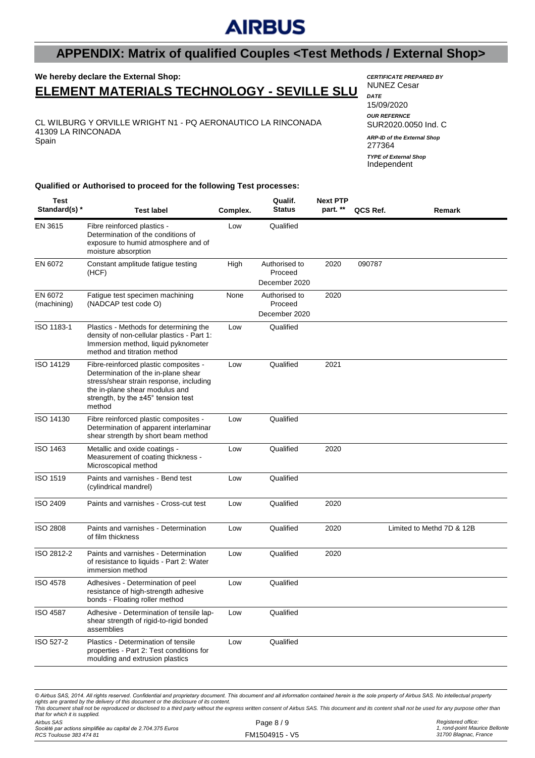AIRBUS

# APPENDIX: Matrix of qualified Couples <Test Methods / External Shop>

**We hereby declare the External Shop:**

## ELEMENT MATERIALS TECHNOLOGY - SEVILLE SLU

CL WILBURG Y ORVILLE WRIGHT N1 - PQ AERONAUTICO LA RINCONADA
41309 LA RINCONADA
Spain

***CERTIFICATE PREPARED BY***
NUNEZ Cesar

***DATE***
15/09/2020

***OUR REFERNCE***
SUR2020.0050 Ind. C

***ARP-ID of the External Shop***
277364

***TYPE of External Shop***
Independent

**Qualified or Authorised to proceed for the following Test processes:**

| Test Standard(s) * | Test label | Complex. | Qualif. Status | Next PTP part. ** | QCS Ref. | Remark |
|---|---|---|---|---|---|---|
| EN 3615 | Fibre reinforced plastics - Determination of the conditions of exposure to humid atmosphere and of moisture absorption | Low | Qualified | | | |
| EN 6072 | Constant amplitude fatigue testing (HCF) | High | Authorised to Proceed December 2020 | 2020 | 090787 | |
| EN 6072 (machining) | Fatigue test specimen machining (NADCAP test code O) | None | Authorised to Proceed December 2020 | 2020 | | |
| ISO 1183-1 | Plastics - Methods for determining the density of non-cellular plastics - Part 1: Immersion method, liquid pyknometer method and titration method | Low | Qualified | | | |
| ISO 14129 | Fibre-reinforced plastic composites - Determination of the in-plane shear stress/shear strain response, including the in-plane shear modulus and strength, by the ±45° tension test method | Low | Qualified | 2021 | | |
| ISO 14130 | Fibre reinforced plastic composites - Determination of apparent interlaminar shear strength by short beam method | Low | Qualified | | | |
| ISO 1463 | Metallic and oxide coatings - Measurement of coating thickness - Microscopical method | Low | Qualified | 2020 | | |
| ISO 1519 | Paints and varnishes - Bend test (cylindrical mandrel) | Low | Qualified | | | |
| ISO 2409 | Paints and varnishes - Cross-cut test | Low | Qualified | 2020 | | |
| ISO 2808 | Paints and varnishes - Determination of film thickness | Low | Qualified | 2020 | | Limited to Methd 7D & 12B |
| ISO 2812-2 | Paints and varnishes - Determination of resistance to liquids - Part 2: Water immersion method | Low | Qualified | 2020 | | |
| ISO 4578 | Adhesives - Determination of peel resistance of high-strength adhesive bonds - Floating roller method | Low | Qualified | | | |
| ISO 4587 | Adhesive - Determination of tensile lap-shear strength of rigid-to-rigid bonded assemblies | Low | Qualified | | | |
| ISO 527-2 | Plastics - Determination of tensile properties - Part 2: Test conditions for moulding and extrusion plastics | Low | Qualified | | | |

*© Airbus SAS, 2014. All rights reserved. Confidential and proprietary document. This document and all information contained herein is the sole property of Airbus SAS. No intellectual property rights are granted by the delivery of this document or the disclosure of its content.*
*This document shall not be reproduced or disclosed to a third party without the express written consent of Airbus SAS. This document and its content shall not be used for any purpose other than that for which it is supplied.*

*Airbus SAS*
*Société par actions simplifiée au capital de 2.704.375 Euros*
*RCS Toulouse 383 474 81*

FM1504915 - V5

*Registered office:*
*1, rond-point Maurice Bellonte*
*31700 Blagnac, France*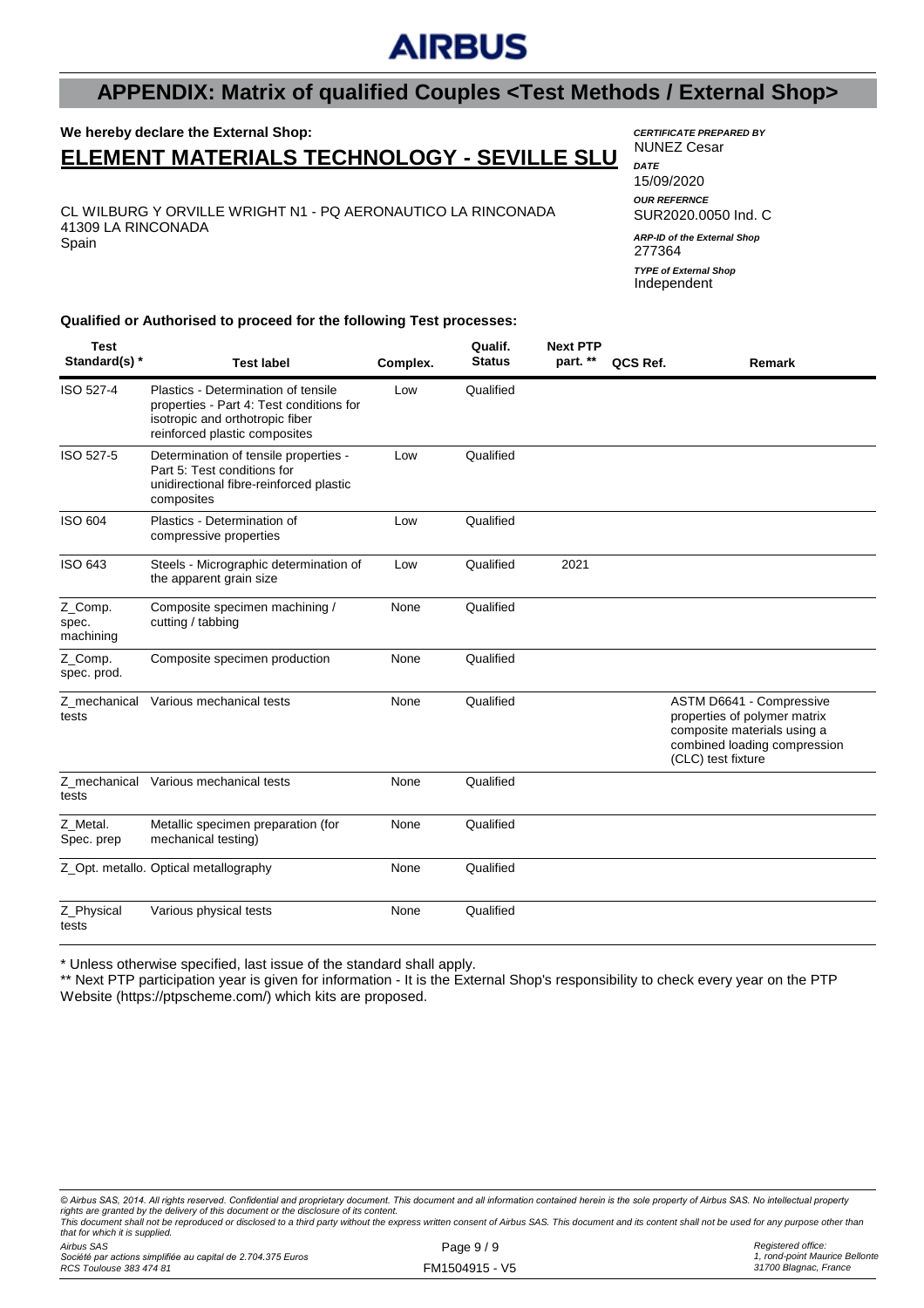AIRBUS

# APPENDIX: Matrix of qualified Couples <Test Methods / External Shop>

**We hereby declare the External Shop:**

## ELEMENT MATERIALS TECHNOLOGY - SEVILLE SLU

CL WILBURG Y ORVILLE WRIGHT N1 - PQ AERONAUTICO LA RINCONADA
41309 LA RINCONADA
Spain

***CERTIFICATE PREPARED BY***
NUNEZ Cesar

***DATE***
15/09/2020

***OUR REFERNCE***
SUR2020.0050 Ind. C

***ARP-ID of the External Shop***
277364

***TYPE of External Shop***
Independent

**Qualified or Authorised to proceed for the following Test processes:**

| Test Standard(s) * | Test label | Complex. | Qualif. Status | Next PTP part. ** | QCS Ref. | Remark |
|---|---|---|---|---|---|---|
| ISO 527-4 | Plastics - Determination of tensile properties - Part 4: Test conditions for isotropic and orthotropic fiber reinforced plastic composites | Low | Qualified | | | |
| ISO 527-5 | Determination of tensile properties - Part 5: Test conditions for unidirectional fibre-reinforced plastic composites | Low | Qualified | | | |
| ISO 604 | Plastics - Determination of compressive properties | Low | Qualified | | | |
| ISO 643 | Steels - Micrographic determination of the apparent grain size | Low | Qualified | 2021 | | |
| Z_Comp. spec. machining | Composite specimen machining / cutting / tabbing | None | Qualified | | | |
| Z_Comp. spec. prod. | Composite specimen production | None | Qualified | | | |
| Z_mechanical tests | Various mechanical tests | None | Qualified | | | ASTM D6641 - Compressive properties of polymer matrix composite materials using a combined loading compression (CLC) test fixture |
| Z_mechanical tests | Various mechanical tests | None | Qualified | | | |
| Z_Metal. Spec. prep | Metallic specimen preparation (for mechanical testing) | None | Qualified | | | |
| Z_Opt. metallo. | Optical metallography | None | Qualified | | | |
| Z_Physical tests | Various physical tests | None | Qualified | | | |

* Unless otherwise specified, last issue of the standard shall apply.

** Next PTP participation year is given for information - It is the External Shop's responsibility to check every year on the PTP Website (https://ptpscheme.com/) which kits are proposed.

*© Airbus SAS, 2014. All rights reserved. Confidential and proprietary document. This document and all information contained herein is the sole property of Airbus SAS. No intellectual property rights are granted by the delivery of this document or the disclosure of its content.*
*This document shall not be reproduced or disclosed to a third party without the express written consent of Airbus SAS. This document and its content shall not be used for any purpose other than that for which it is supplied.*

*Airbus SAS*
*Société par actions simplifiée au capital de 2.704.375 Euros*
*RCS Toulouse 383 474 81*

FM1504915 - V5

*Registered office:*
*1, rond-point Maurice Bellonte*
*31700 Blagnac, France*